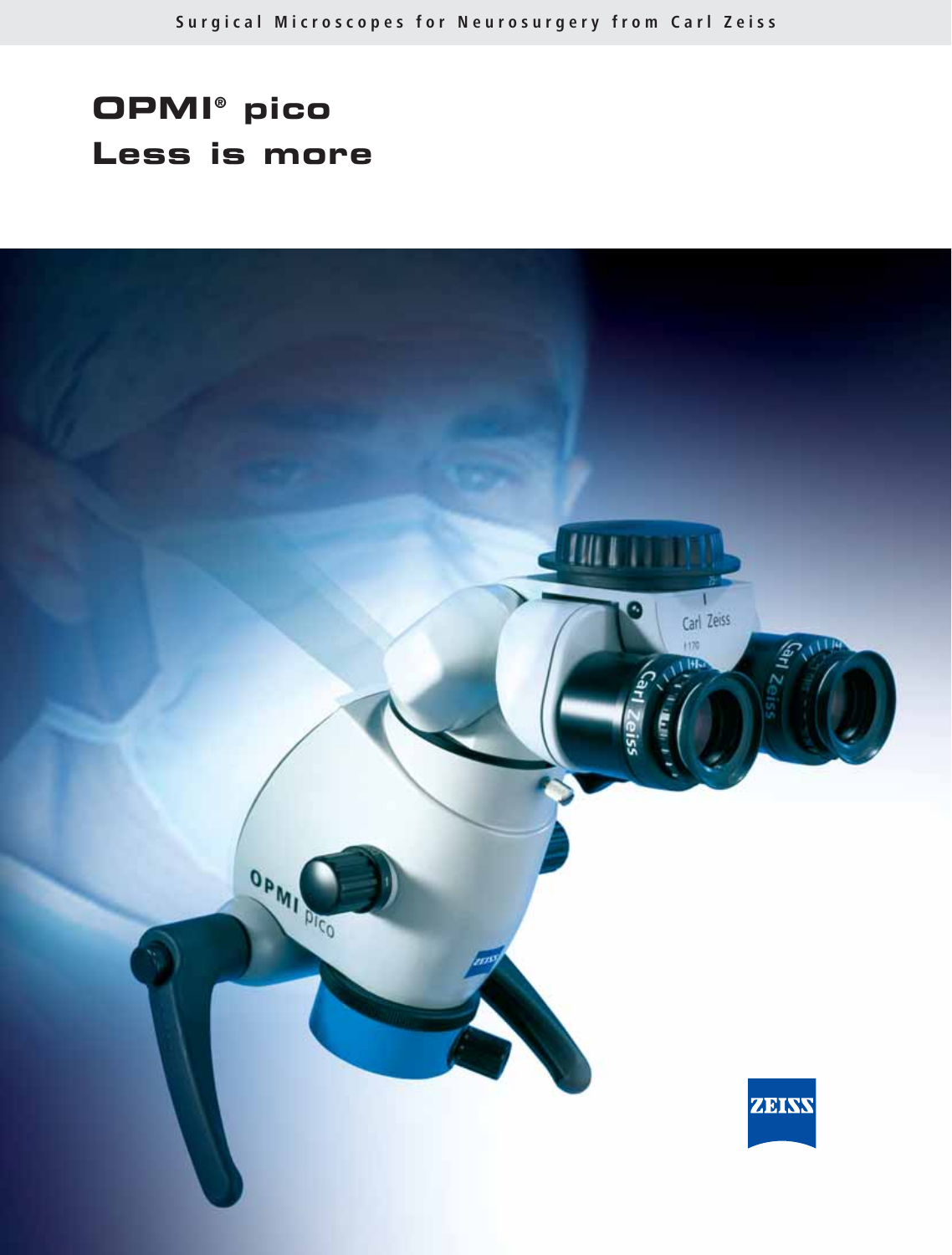Surgical Microscopes for Neurosurgery from Carl Zeiss

# OPMI® pico
# Less is more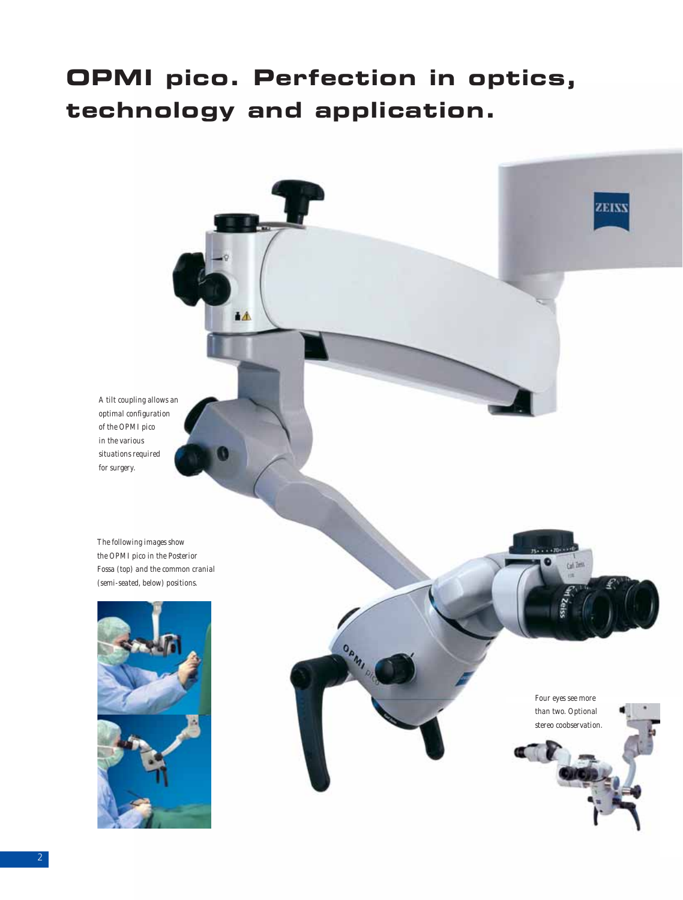# OPMI pico. Perfection in optics, technology and application.

*A tilt coupling allows an optimal configuration of the OPMI pico in the various situations required for surgery.*

*The following images show the OPMI pico in the Posterior Fossa (top) and the common cranial (semi-seated, below) positions.*

*Four eyes see more than two. Optional stereo coobservation.*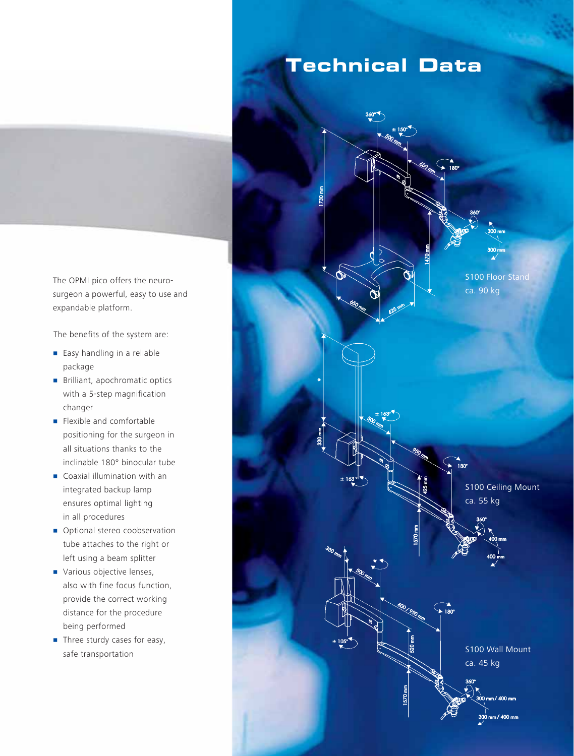# Technical Data

The OPMI pico offers the neurosurgeon a powerful, easy to use and expandable platform.

The benefits of the system are:

- Easy handling in a reliable package
- Brilliant, apochromatic optics with a 5-step magnification changer
- Flexible and comfortable positioning for the surgeon in all situations thanks to the inclinable 180° binocular tube
- Coaxial illumination with an integrated backup lamp ensures optimal lighting in all procedures
- Optional stereo coobservation tube attaches to the right or left using a beam splitter
- Various objective lenses, also with fine focus function, provide the correct working distance for the procedure being performed
- Three sturdy cases for easy, safe transportation

S100 Floor Stand
ca. 90 kg

S100 Ceiling Mount
ca. 55 kg

S100 Wall Mount
ca. 45 kg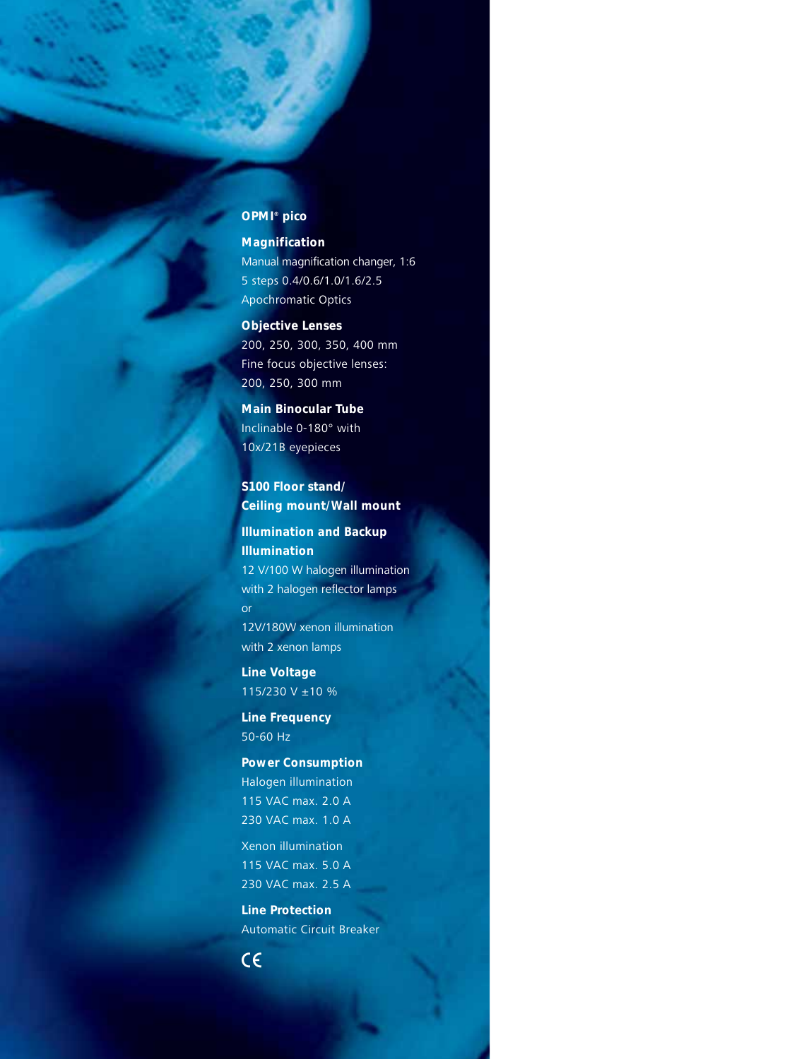## OPMI® pico

**Magnification**
Manual magnification changer, 1:6
5 steps 0.4/0.6/1.0/1.6/2.5
Apochromatic Optics

**Objective Lenses**
200, 250, 300, 350, 400 mm
Fine focus objective lenses:
200, 250, 300 mm

**Main Binocular Tube**
Inclinable 0-180° with
10x/21B eyepieces

## S100 Floor stand/ Ceiling mount/Wall mount

**Illumination and Backup Illumination**
12 V/100 W halogen illumination
with 2 halogen reflector lamps
or
12V/180W xenon illumination
with 2 xenon lamps

**Line Voltage**
115/230 V ±10 %

**Line Frequency**
50-60 Hz

**Power Consumption**
Halogen illumination
115 VAC max. 2.0 A
230 VAC max. 1.0 A

Xenon illumination
115 VAC max. 5.0 A
230 VAC max. 2.5 A

**Line Protection**
Automatic Circuit Breaker

CE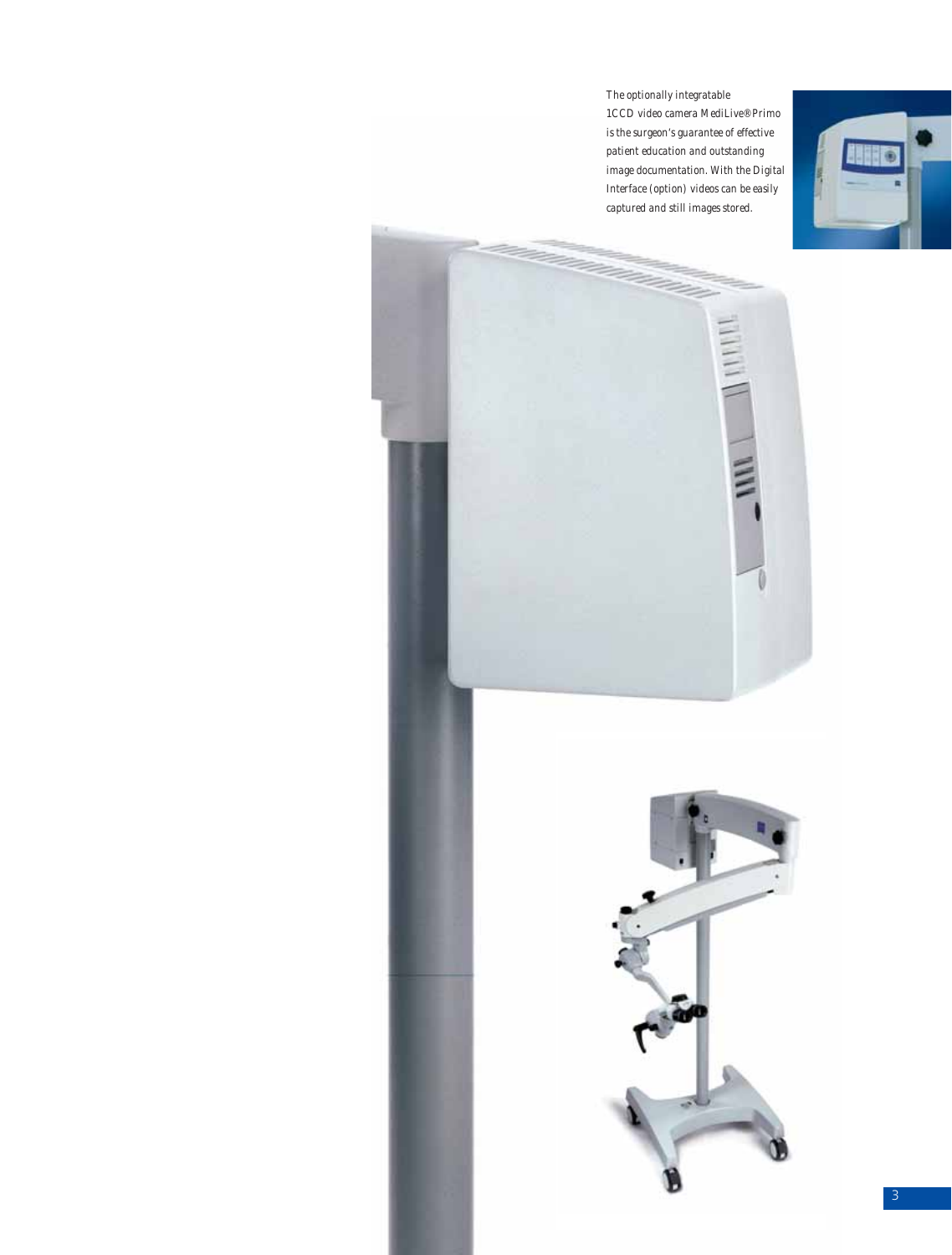*The optionally integratable 1CCD video camera MediLive® Primo is the surgeon's guarantee of effective patient education and outstanding image documentation. With the Digital Interface (option) videos can be easily captured and still images stored.*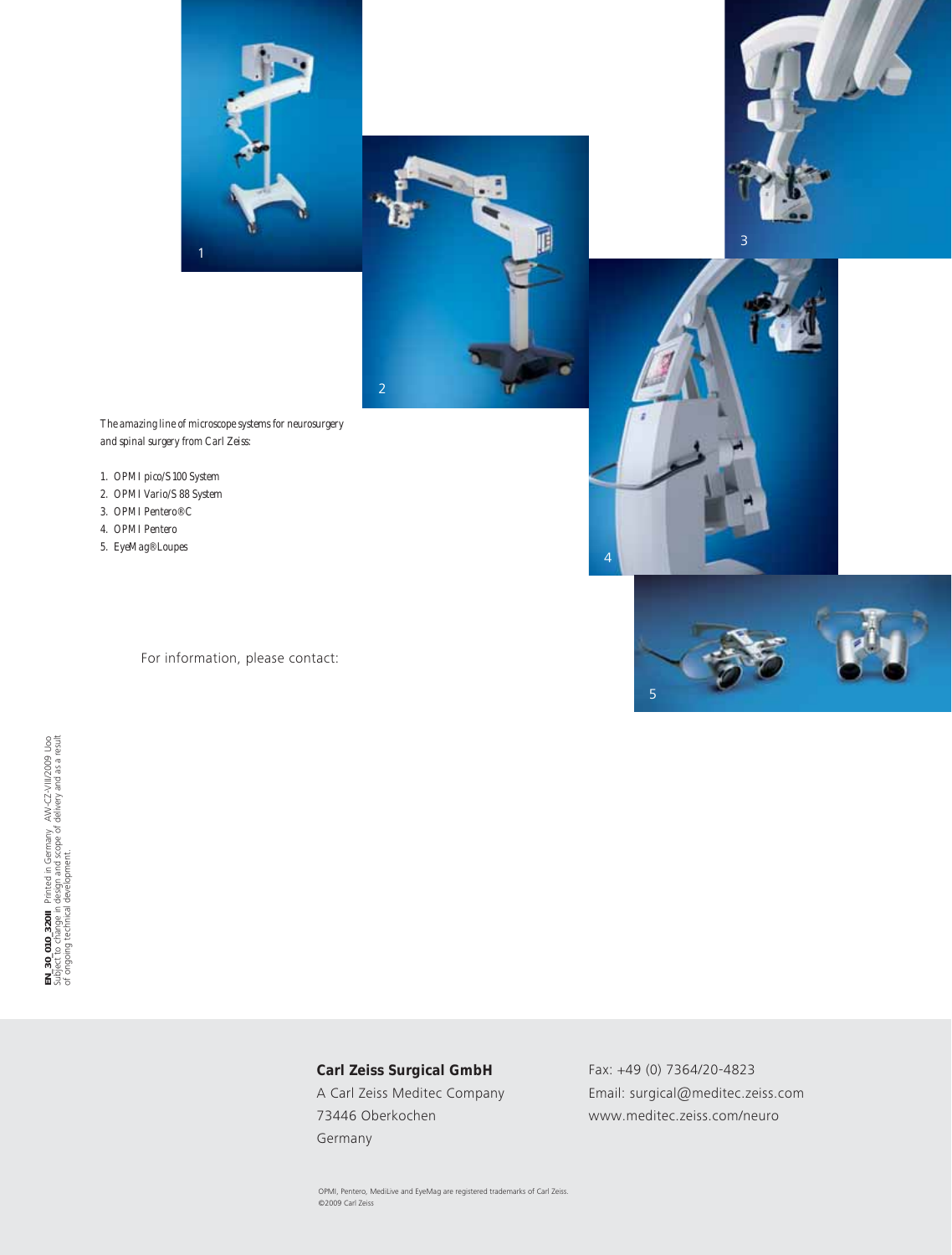*The amazing line of microscope systems for neurosurgery and spinal surgery from Carl Zeiss:*

1. *OPMI pico/S 100 System*
2. *OPMI Vario/S 88 System*
3. *OPMI Pentero® C*
4. *OPMI Pentero*
5. *EyeMag® Loupes*

For information, please contact:

**EN_30_010_320II** Printed in Germany AW-CZ-VIII/2009 Uoo
Subject to change in design and scope of delivery and as a result of ongoing technical development.

**Carl Zeiss Surgical GmbH**
A Carl Zeiss Meditec Company
73446 Oberkochen
Germany

Fax: +49 (0) 7364/20-4823
Email: surgical@meditec.zeiss.com
www.meditec.zeiss.com/neuro

OPMI, Pentero, MediLive and EyeMag are registered trademarks of Carl Zeiss.
©2009 Carl Zeiss